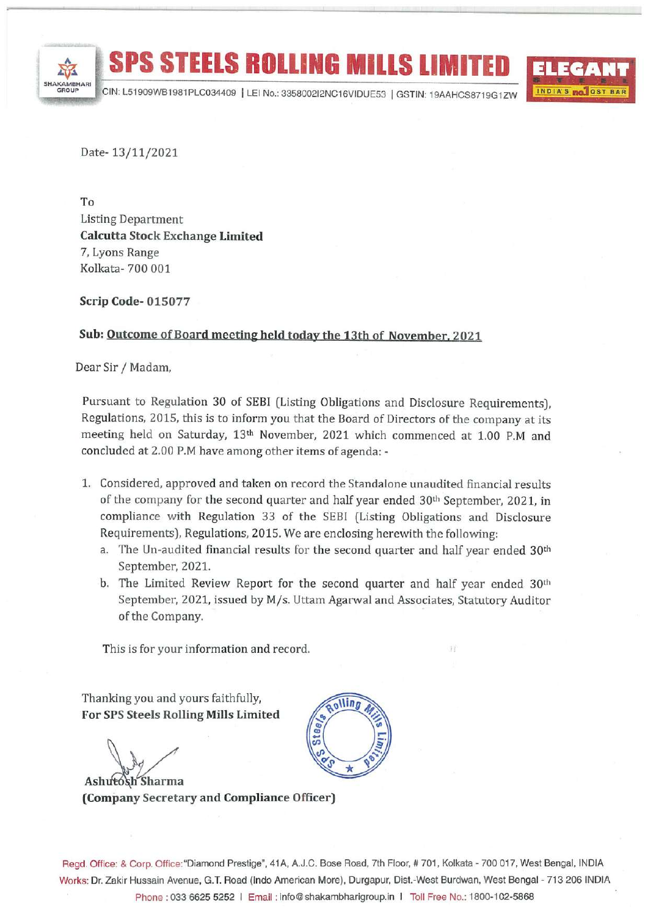# SPS STEELS ROLLING MILLS LIMITED

CIN: L51909WB1981PLC034409 | LEI No.: 3358002I2NC16VIDUE53 | GSTIN: 19AAHCS8719G1ZW

Date- 13/11/2021

To
Listing Department
**Calcutta Stock Exchange Limited**
7, Lyons Range
Kolkata- 700 001

**Scrip Code- 015077**

**Sub: Outcome of Board meeting held today the 13th of November, 2021**

Dear Sir / Madam,

Pursuant to Regulation 30 of SEBI (Listing Obligations and Disclosure Requirements), Regulations, 2015, this is to inform you that the Board of Directors of the company at its meeting held on Saturday, 13th November, 2021 which commenced at 1.00 P.M and concluded at 2.00 P.M have among other items of agenda: -

1. Considered, approved and taken on record the Standalone unaudited financial results of the company for the second quarter and half year ended 30th September, 2021, in compliance with Regulation 33 of the SEBI (Listing Obligations and Disclosure Requirements), Regulations, 2015. We are enclosing herewith the following:
   a. The Un-audited financial results for the second quarter and half year ended 30th September, 2021.
   b. The Limited Review Report for the second quarter and half year ended 30th September, 2021, issued by M/s. Uttam Agarwal and Associates, Statutory Auditor of the Company.

This is for your information and record.

Thanking you and yours faithfully,
**For SPS Steels Rolling Mills Limited**

Ashutosh Sharma
**(Company Secretary and Compliance Officer)**

Regd. Office: & Corp. Office: "Diamond Prestige", 41A, A.J.C. Bose Road, 7th Floor, # 701, Kolkata - 700 017, West Bengal, INDIA
Works: Dr. Zakir Hussain Avenue, G.T. Road (Indo American More), Durgapur, Dist.-West Burdwan, West Bengal - 713 206 INDIA
Phone : 033 6625 5252 | Email : info@shakambharigroup.in | Toll Free No.: 1800-102-5868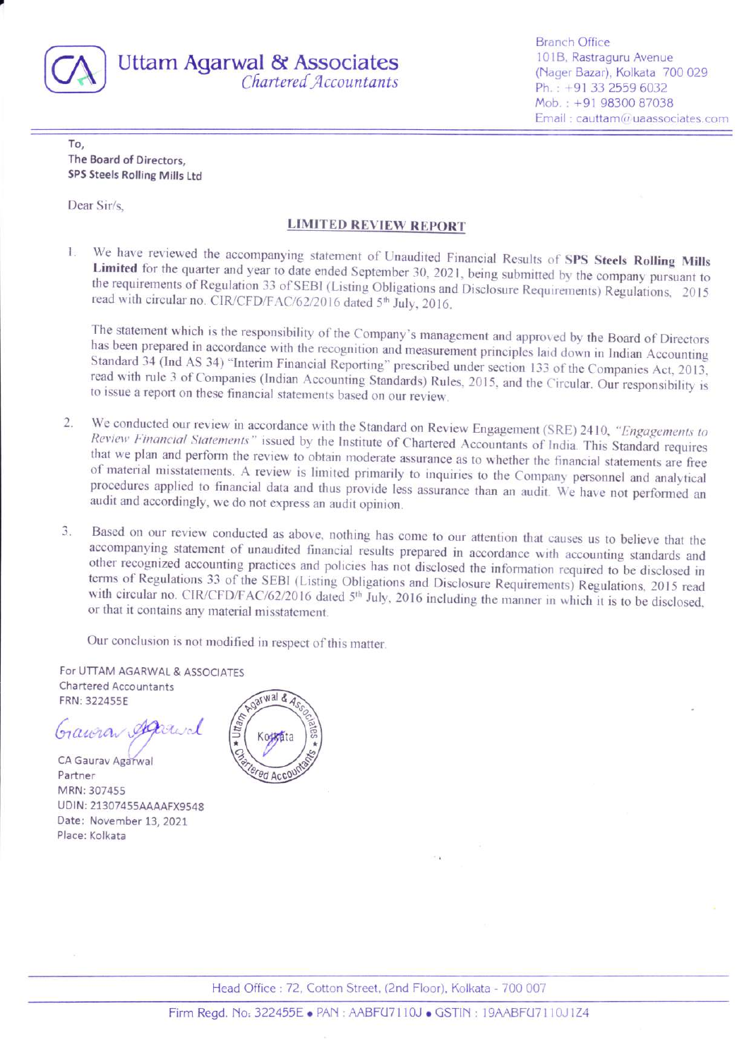# Uttam Agarwal & Associates
*Chartered Accountants*

Branch Office
101B, Rastraguru Avenue
(Nager Bazar), Kolkata 700 029
Ph. : +91 33 2559 6032
Mob. : +91 98300 87038
Email : cauttam@uaassociates.com

To,
The Board of Directors,
**SPS Steels Rolling Mills Ltd**

Dear Sir/s,

## LIMITED REVIEW REPORT

1. We have reviewed the accompanying statement of Unaudited Financial Results of **SPS Steels Rolling Mills Limited** for the quarter and year to date ended September 30, 2021, being submitted by the company pursuant to the requirements of Regulation 33 of SEBI (Listing Obligations and Disclosure Requirements) Regulations, 2015 read with circular no. CIR/CFD/FAC/62/2016 dated 5th July, 2016.

   The statement which is the responsibility of the Company's management and approved by the Board of Directors has been prepared in accordance with the recognition and measurement principles laid down in Indian Accounting Standard 34 (Ind AS 34) "Interim Financial Reporting" prescribed under section 133 of the Companies Act, 2013, read with rule 3 of Companies (Indian Accounting Standards) Rules, 2015, and the Circular. Our responsibility is to issue a report on these financial statements based on our review.

2. We conducted our review in accordance with the Standard on Review Engagement (SRE) 2410, *"Engagements to Review Financial Statements"* issued by the Institute of Chartered Accountants of India. This Standard requires that we plan and perform the review to obtain moderate assurance as to whether the financial statements are free of material misstatements. A review is limited primarily to inquiries to the Company personnel and analytical procedures applied to financial data and thus provide less assurance than an audit. We have not performed an audit and accordingly, we do not express an audit opinion.

3. Based on our review conducted as above, nothing has come to our attention that causes us to believe that the accompanying statement of unaudited financial results prepared in accordance with accounting standards and other recognized accounting practices and policies has not disclosed the information required to be disclosed in terms of Regulations 33 of the SEBI (Listing Obligations and Disclosure Requirements) Regulations, 2015 read with circular no. CIR/CFD/FAC/62/2016 dated 5th July, 2016 including the manner in which it is to be disclosed, or that it contains any material misstatement.

   Our conclusion is not modified in respect of this matter.

For UTTAM AGARWAL & ASSOCIATES
Chartered Accountants
FRN: 322455E

CA Gaurav Agarwal
Partner
MRN: 307455
UDIN: 21307455AAAAFX9548
Date: November 13, 2021
Place: Kolkata

Head Office : 72, Cotton Street, (2nd Floor), Kolkata - 700 007
Firm Regd. No: 322455E • PAN : AABFU7110J • GSTIN : 19AABFU7110J1Z4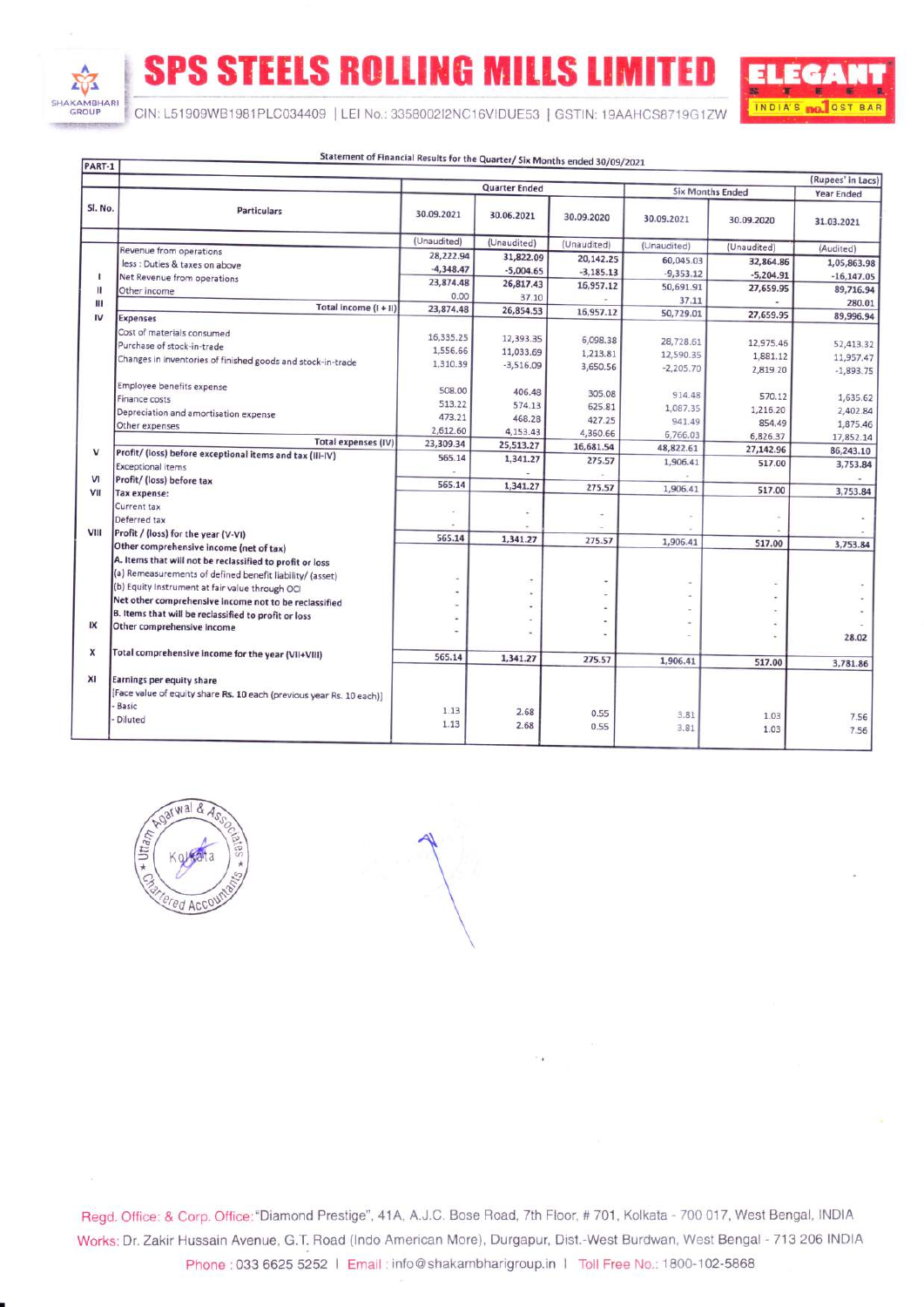# SPS STEELS ROLLING MILLS LIMITED

CIN: L51909WB1981PLC034409 | LEI No.: 33580021 2NC16VIDUE53 | GSTIN: 19AAHCS8719G1ZW

Statement of Financial Results for the Quarter/ Six Months ended 30/09/2021

PART-1

(Rupees' in Lacs)

| Sl. No. | Particulars | Quarter Ended | | | Six Months Ended | | Year Ended |
|---|---|---|---|---|---|---|---|
| | | 30.09.2021 | 30.06.2021 | 30.09.2020 | 30.09.2021 | 30.09.2020 | 31.03.2021 |
| | | (Unaudited) | (Unaudited) | (Unaudited) | (Unaudited) | (Unaudited) | (Audited) |
| | Revenue from operations | 28,222.94 | 31,822.09 | 20,142.25 | 60,045.03 | 32,864.86 | 1,05,863.98 |
| | less : Duties & taxes on above | -4,348.47 | -5,004.65 | -3,185.13 | -9,353.12 | -5,204.91 | -16,147.05 |
| I | Net Revenue from operations | 23,874.48 | 26,817.43 | 16,957.12 | 50,691.91 | 27,659.95 | 89,716.94 |
| II | Other income | 0.00 | 37.10 | - | 37.11 | - | 280.01 |
| III | Total Income (I + II) | 23,874.48 | 26,854.53 | 16,957.12 | 50,729.01 | 27,659.95 | 89,996.94 |
| IV | Expenses | | | | | | |
| | Cost of materials consumed | 16,335.25 | 12,393.35 | 6,098.38 | 28,728.61 | 12,975.46 | 52,413.32 |
| | Purchase of stock-in-trade | 1,556.66 | 11,033.69 | 1,213.81 | 12,590.35 | 1,881.12 | 11,957.47 |
| | Changes in inventories of finished goods and stock-in-trade | 1,310.39 | -3,516.09 | 3,650.56 | -2,205.70 | 2,819.20 | -1,893.75 |
| | Employee benefits expense | 508.00 | 406.48 | 305.08 | 914.48 | 570.12 | 1,635.62 |
| | Finance costs | 513.22 | 574.13 | 625.81 | 1,087.35 | 1,216.20 | 2,402.84 |
| | Depreciation and amortisation expense | 473.21 | 468.28 | 427.25 | 941.49 | 854.49 | 1,875.46 |
| | Other expenses | 2,612.60 | 4,153.43 | 4,360.66 | 6,766.03 | 6,826.37 | 17,852.14 |
| | Total expenses (IV) | 23,309.34 | 25,513.27 | 16,681.54 | 48,822.61 | 27,142.96 | 86,243.10 |
| V | Profit/ (loss) before exceptional items and tax (III-IV) | 565.14 | 1,341.27 | 275.57 | 1,906.41 | 517.00 | 3,753.84 |
| | Exceptional items | - | - | - | - | | - |
| VI | Profit/ (loss) before tax | 565.14 | 1,341.27 | 275.57 | 1,906.41 | 517.00 | 3,753.84 |
| VII | Tax expense: | | | | | | |
| | Current tax | - | - | - | - | - | - |
| | Deferred tax | - | - | - | - | - | - |
| VIII | Profit / (loss) for the year (V-VI) | 565.14 | 1,341.27 | 275.57 | 1,906.41 | 517.00 | 3,753.84 |
| | Other comprehensive income (net of tax) | | | | | | |
| | A. Items that will not be reclassified to profit or loss | | | | | | |
| | (a) Remeasurements of defined benefit liability/ (asset) | - | - | - | - | - | - |
| | (b) Equity Instrument at fair value through OCI | - | - | - | - | - | - |
| | Net other comprehensive income not to be reclassified | - | - | - | - | - | - |
| | B. Items that will be reclassified to profit or loss | - | - | - | - | - | - |
| IX | Other comprehensive income | - | - | - | - | - | 28.02 |
| X | Total comprehensive income for the year (VII+VIII) | 565.14 | 1,341.27 | 275.57 | 1,906.41 | 517.00 | 3,781.86 |
| XI | Earnings per equity share | | | | | | |
| | [Face value of equity share Rs. 10 each (previous year Rs. 10 each)] | | | | | | |
| | - Basic | 1.13 | 2.68 | 0.55 | 3.81 | 1.03 | 7.56 |
| | - Diluted | 1.13 | 2.68 | 0.55 | 3.81 | 1.03 | 7.56 |

Regd. Office: & Corp. Office: "Diamond Prestige", 41A, A.J.C. Bose Road, 7th Floor, # 701, Kolkata - 700 017, West Bengal, INDIA
Works: Dr. Zakir Hussain Avenue, G.T. Road (Indo American More), Durgapur, Dist.-West Burdwan, West Bengal - 713 206 INDIA
Phone : 033 6625 5252 | Email : info@shakambharigroup.in | Toll Free No.: 1800-102-5868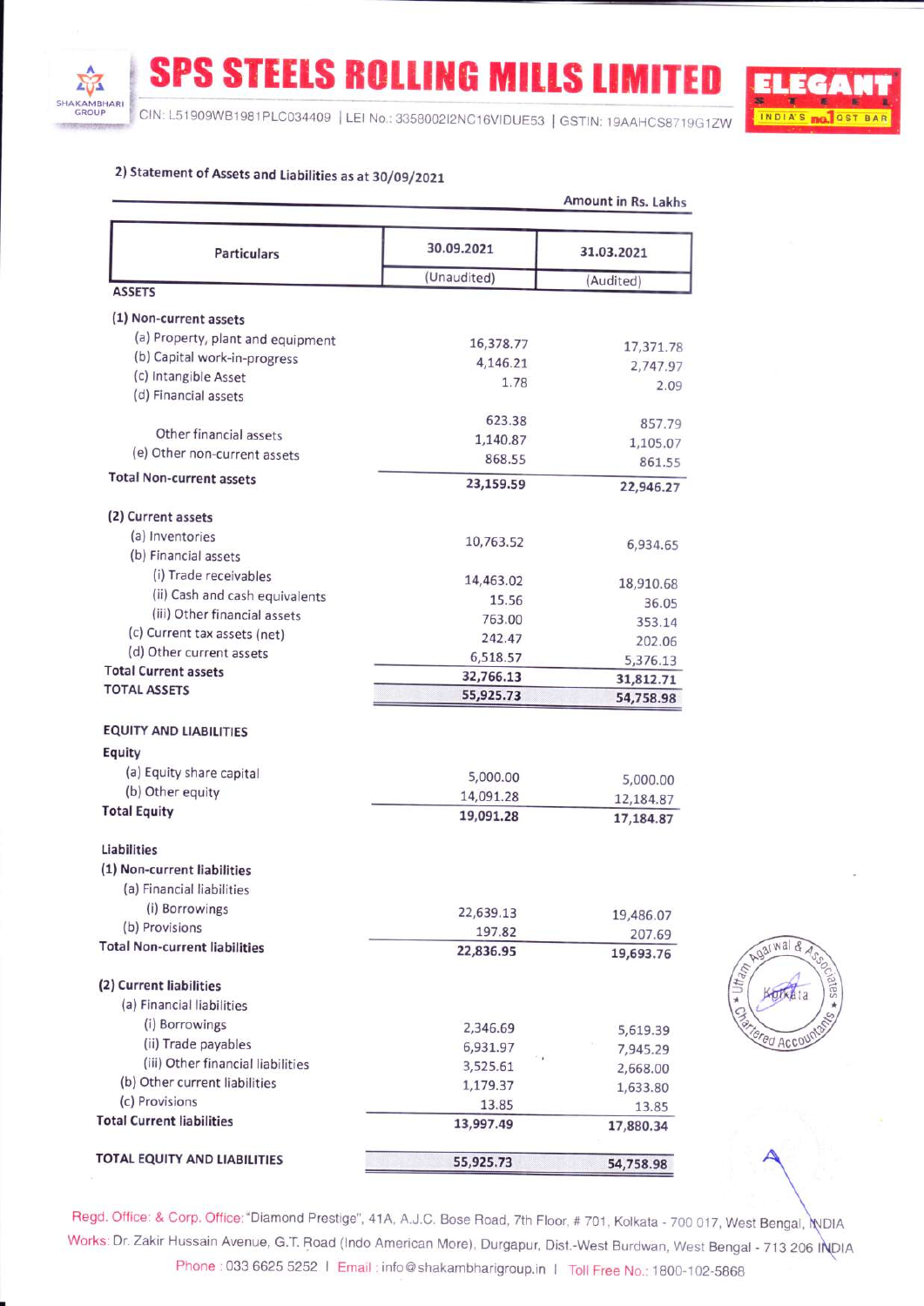# SPS STEELS ROLLING MILLS LIMITED

CIN: L51909WB1981PLC034409 | LEI No.: 3358002I2NC16VIDUE53 | GSTIN: 19AAHCS8719G1ZW

## 2) Statement of Assets and Liabilities as at 30/09/2021

Amount in Rs. Lakhs

| Particulars | 30.09.2021 | 31.03.2021 |
|---|---|---|
| | (Unaudited) | (Audited) |
| **ASSETS** | | |
| **(1) Non-current assets** | | |
| (a) Property, plant and equipment | 16,378.77 | 17,371.78 |
| (b) Capital work-in-progress | 4,146.21 | 2,747.97 |
| (c) Intangible Asset | 1.78 | 2.09 |
| (d) Financial assets | | |
| | 623.38 | 857.79 |
| Other financial assets | 1,140.87 | 1,105.07 |
| (e) Other non-current assets | 868.55 | 861.55 |
| **Total Non-current assets** | **23,159.59** | **22,946.27** |
| **(2) Current assets** | | |
| (a) Inventories | 10,763.52 | 6,934.65 |
| (b) Financial assets | | |
| (i) Trade receivables | 14,463.02 | 18,910.68 |
| (ii) Cash and cash equivalents | 15.56 | 36.05 |
| (iii) Other financial assets | 763.00 | 353.14 |
| (c) Current tax assets (net) | 242.47 | 202.06 |
| (d) Other current assets | 6,518.57 | 5,376.13 |
| **Total Current assets** | **32,766.13** | **31,812.71** |
| **TOTAL ASSETS** | **55,925.73** | **54,758.98** |
| **EQUITY AND LIABILITIES** | | |
| **Equity** | | |
| (a) Equity share capital | 5,000.00 | 5,000.00 |
| (b) Other equity | 14,091.28 | 12,184.87 |
| **Total Equity** | **19,091.28** | **17,184.87** |
| **Liabilities** | | |
| **(1) Non-current liabilities** | | |
| (a) Financial liabilities | | |
| (i) Borrowings | 22,639.13 | 19,486.07 |
| (b) Provisions | 197.82 | 207.69 |
| **Total Non-current liabilities** | **22,836.95** | **19,693.76** |
| **(2) Current liabilities** | | |
| (a) Financial liabilities | | |
| (i) Borrowings | 2,346.69 | 5,619.39 |
| (ii) Trade payables | 6,931.97 | 7,945.29 |
| (iii) Other financial liabilities | 3,525.61 | 2,668.00 |
| (b) Other current liabilities | 1,179.37 | 1,633.80 |
| (c) Provisions | 13.85 | 13.85 |
| **Total Current liabilities** | **13,997.49** | **17,880.34** |
| **TOTAL EQUITY AND LIABILITIES** | **55,925.73** | **54,758.98** |

Uttam Agarwal & Associates, Chartered Accountants, Kolkata

Regd. Office: & Corp. Office: "Diamond Prestige", 41A, A.J.C. Bose Road, 7th Floor, # 701, Kolkata - 700 017, West Bengal, INDIA
Works: Dr. Zakir Hussain Avenue, G.T. Road (Indo American More), Durgapur, Dist.-West Burdwan, West Bengal - 713 206 INDIA
Phone : 033 6625 5252 | Email : info@shakambharigroup.in | Toll Free No.: 1800-102-5868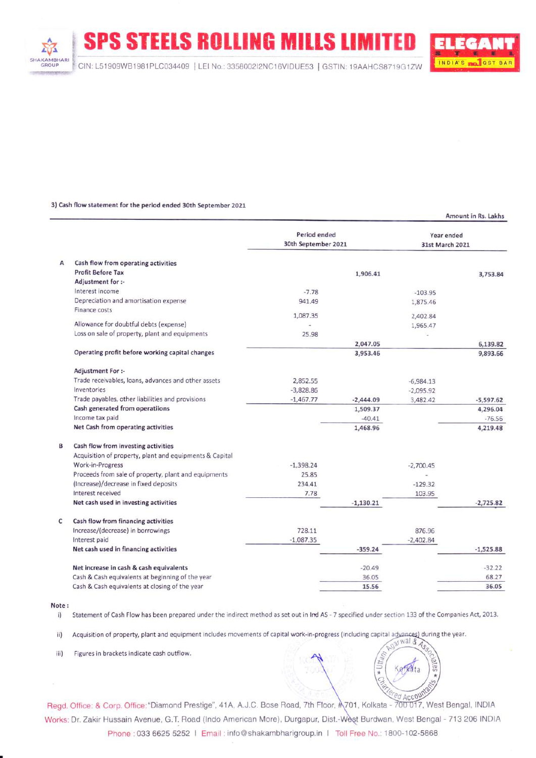# SPS STEELS ROLLING MILLS LIMITED

CIN: L51909WB1981PLC034409 | LEI No.: 3358002I2NC16VIDUE53 | GSTIN: 19AAHCS8719G1ZW

3) Cash flow statement for the period ended 30th September 2021

Amount in Rs. Lakhs

| | | Period ended 30th September 2021 | | Year ended 31st March 2021 | |
|---|---|---|---|---|---|
| **A** | **Cash flow from operating activities** | | | | |
| | **Profit Before Tax** | | 1,906.41 | | 3,753.84 |
| | **Adjustment for :-** | | | | |
| | Interest income | -7.78 | | -103.95 | |
| | Depreciation and amortisation expense | 941.49 | | 1,875.46 | |
| | Finance costs | 1,087.35 | | 2,402.84 | |
| | Allowance for doubtful debts (expense) | - | | 1,965.47 | |
| | Loss on sale of property, plant and equipments | 25.98 | | - | |
| | | | 2,047.05 | | 6,139.82 |
| | **Operating profit before working capital changes** | | 3,953.46 | | 9,893.66 |
| | **Adjustment For :-** | | | | |
| | Trade receivables, loans, advances and other assets | 2,852.55 | | -6,984.13 | |
| | Inventories | -3,828.86 | | -2,095.92 | |
| | Trade payables, other liabilities and provisions | -1,467.77 | -2,444.09 | 3,482.42 | -5,597.62 |
| | **Cash generated from operatiions** | | 1,509.37 | | 4,296.04 |
| | Income tax paid | | -40.41 | | -76.56 |
| | **Net Cash from operating activities** | | 1,468.96 | | 4,219.48 |
| **B** | **Cash flow from investing activities** | | | | |
| | Acquisition of property, plant and equipments & Capital Work-in-Progress | -1,398.24 | | -2,700.45 | |
| | Proceeds from sale of property, plant and equipments | 25.85 | | - | |
| | (Increase)/decrease in fixed deposits | 234.41 | | -129.32 | |
| | Interest received | 7.78 | | 103.95 | |
| | **Net cash used in investing activities** | | -1,130.21 | | -2,725.82 |
| **C** | **Cash flow from financing activities** | | | | |
| | Increase/(decrease) in borrowings | 728.11 | | 876.96 | |
| | Interest paid | -1,087.35 | | -2,402.84 | |
| | **Net cash used in financing activities** | | -359.24 | | -1,525.88 |
| | **Net increase in cash & cash equivalents** | | -20.49 | | -32.22 |
| | Cash & Cash equivalents at beginning of the year | | 36.05 | | 68.27 |
| | Cash & Cash equivalents at closing of the year | | 15.56 | | 36.05 |

**Note :**

i) Statement of Cash Flow has been prepared under the indirect method as set out in Ind AS - 7 specified under section 133 of the Companies Act, 2013.

ii) Acquisition of property, plant and equipment includes movements of capital work-in-progress (including capital advances) during the year.

iii) Figures in brackets indicate cash outflow.

Regd. Office: & Corp. Office: "Diamond Prestige", 41A, A.J.C. Bose Road, 7th Floor, #701, Kolkata - 700 017, West Bengal, INDIA
Works: Dr. Zakir Hussain Avenue, G.T. Road (Indo American More), Durgapur, Dist.-West Burdwan, West Bengal - 713 206 INDIA
Phone : 033 6625 5252 | Email : info@shakambharigroup.in | Toll Free No.: 1800-102-5868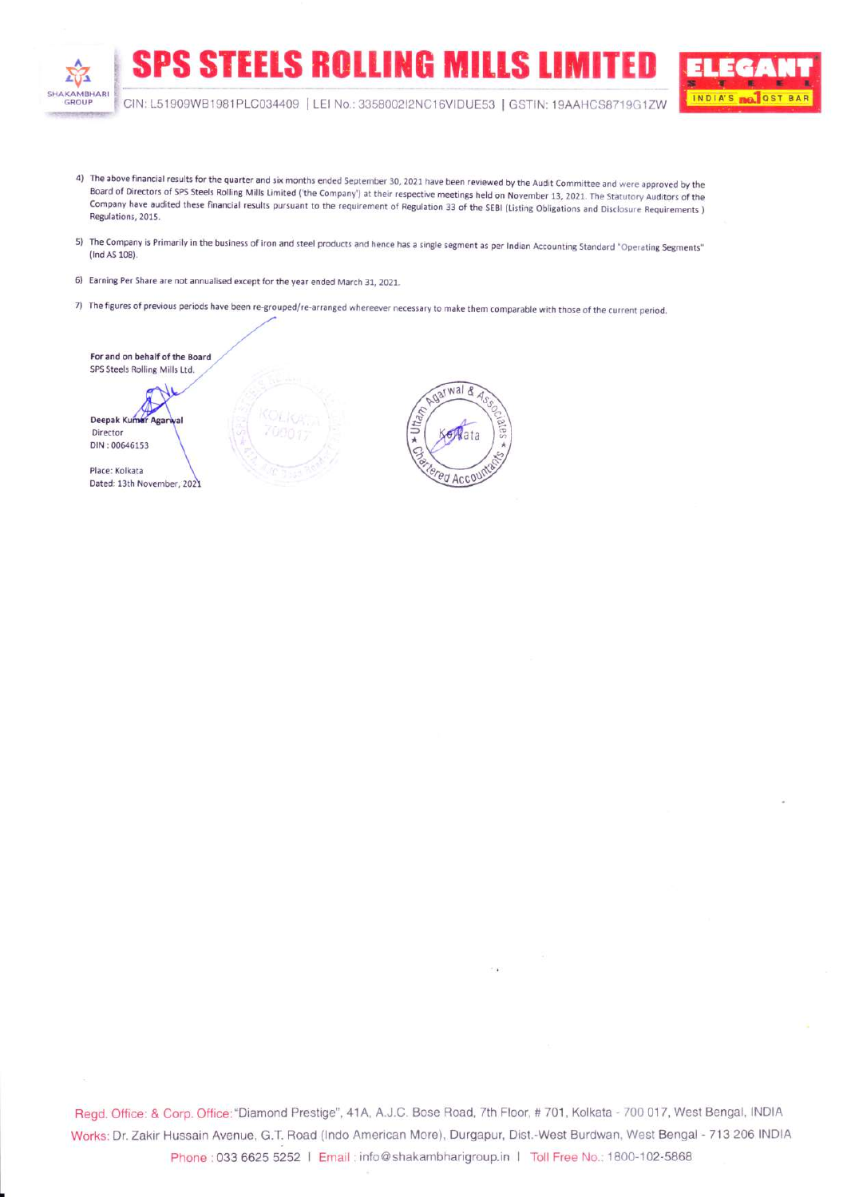4) The above financial results for the quarter and six months ended September 30, 2021 have been reviewed by the Audit Committee and were approved by the Board of Directors of SPS Steels Rolling Mills Limited ('the Company') at their respective meetings held on November 13, 2021. The Statutory Auditors of the Company have audited these financial results pursuant to the requirement of Regulation 33 of the SEBI (Listing Obligations and Disclosure Requirements ) Regulations, 2015.

5) The Company is Primarily in the business of iron and steel products and hence has a single segment as per Indian Accounting Standard "Operating Segments" (Ind AS 108).

6) Earning Per Share are not annualised except for the year ended March 31, 2021.

7) The figures of previous periods have been re-grouped/re-arranged whereever necessary to make them comparable with those of the current period.

For and on behalf of the Board
SPS Steels Rolling Mills Ltd.

Deepak Kumar Agarwal
Director
DIN : 00646153

Place: Kolkata
Dated: 13th November, 2021

Uttam Agarwal & Associates
Chartered Accountants
Kolkata